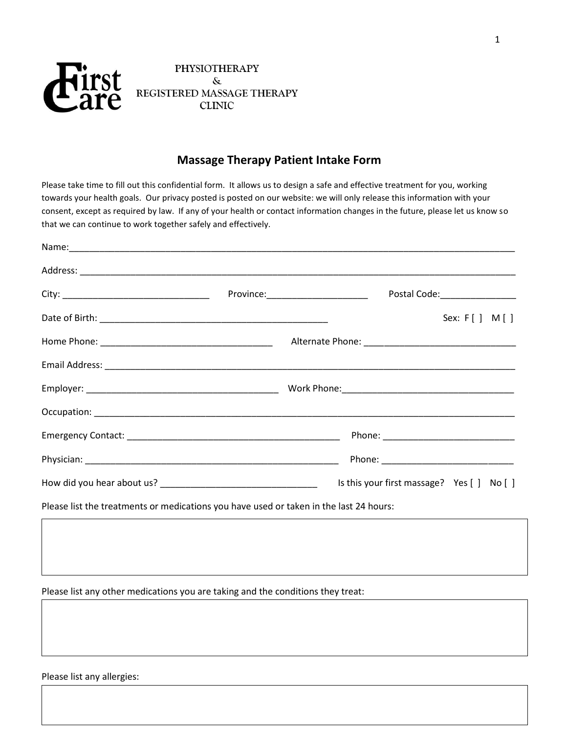PHYSIOTHERAPY
&
REGISTERED MASSAGE THERAPY
CLINIC

## Massage Therapy Patient Intake Form

Please take time to fill out this confidential form. It allows us to design a safe and effective treatment for you, working towards your health goals. Our privacy posted is posted on our website: we will only release this information with your consent, except as required by law. If any of your health or contact information changes in the future, please let us know so that we can continue to work together safely and effectively.

Name:___________________________________________________________________________________________

Address: ________________________________________________________________________________________

City: _____________________________ Province:____________________ Postal Code:_______________

Date of Birth: _______________________________________________ Sex: F [ ] M [ ]

Home Phone: __________________________________ Alternate Phone: ______________________________

Email Address: ___________________________________________________________________________________

Employer: ______________________________________ Work Phone:__________________________________

Occupation: _____________________________________________________________________________________

Emergency Contact: ___________________________________________ Phone: __________________________

Physician: _____________________________________________________ Phone: __________________________

How did you hear about us? _______________________________ Is this your first massage? Yes [ ] No [ ]

Please list the treatments or medications you have used or taken in the last 24 hours:

Please list any other medications you are taking and the conditions they treat:

Please list any allergies: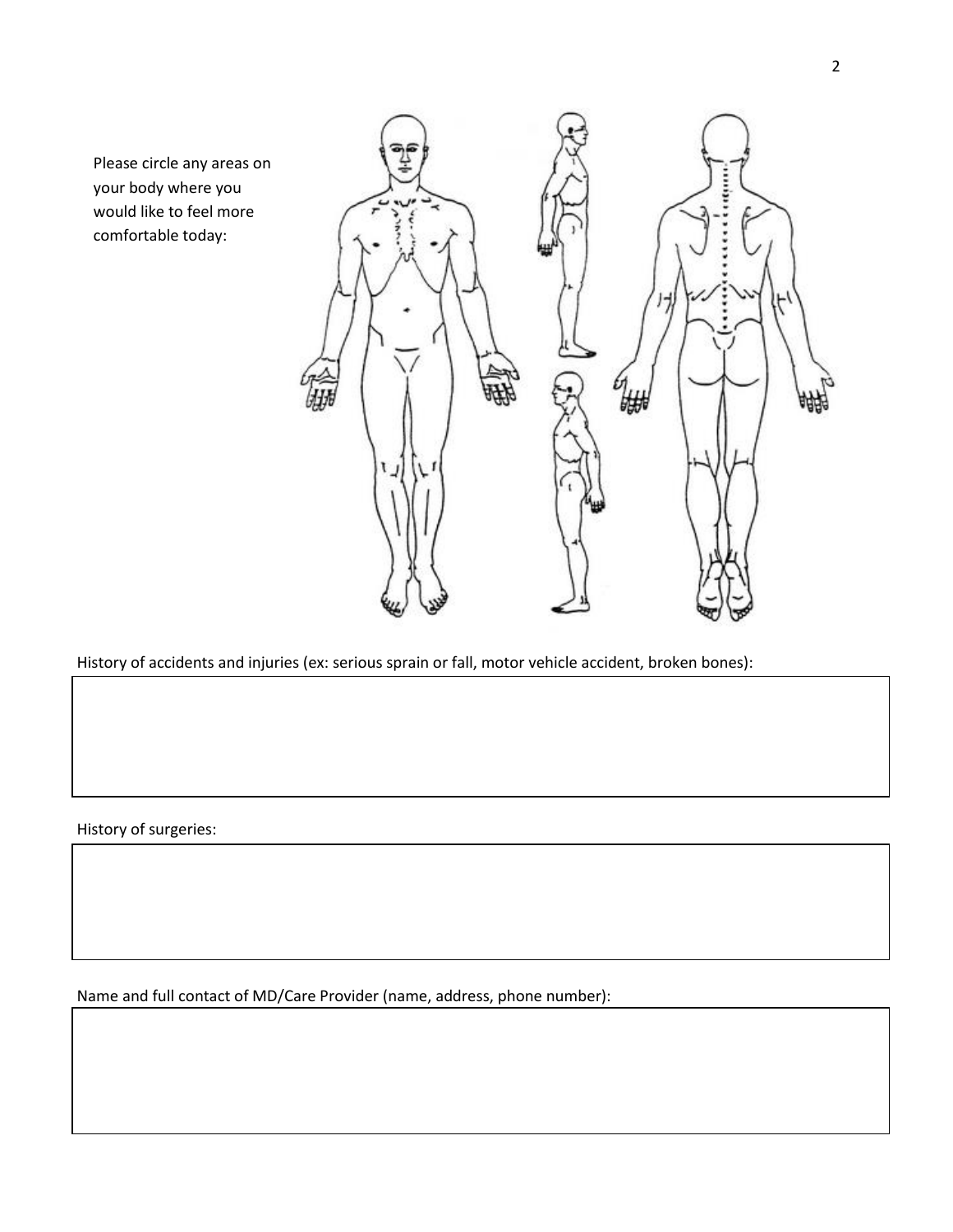Please circle any areas on your body where you would like to feel more comfortable today:

History of accidents and injuries (ex: serious sprain or fall, motor vehicle accident, broken bones):

History of surgeries:

Name and full contact of MD/Care Provider (name, address, phone number):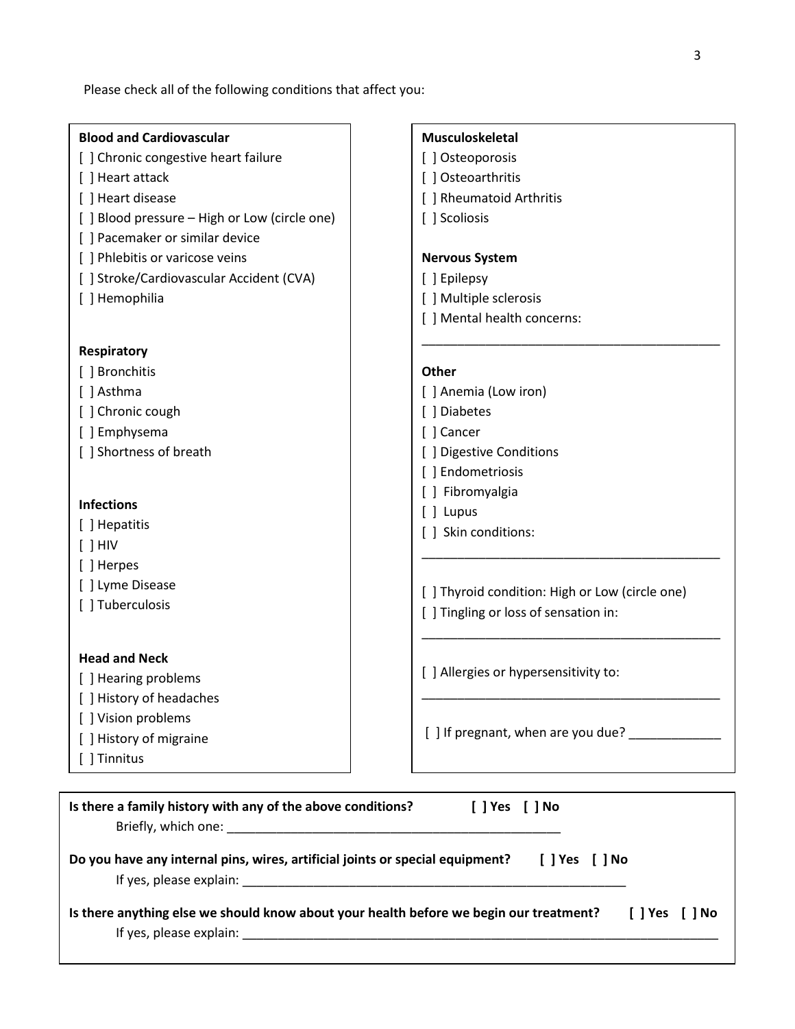Please check all of the following conditions that affect you:

**Blood and Cardiovascular**

[ ] Chronic congestive heart failure
[ ] Heart attack
[ ] Heart disease
[ ] Blood pressure – High or Low (circle one)
[ ] Pacemaker or similar device
[ ] Phlebitis or varicose veins
[ ] Stroke/Cardiovascular Accident (CVA)
[ ] Hemophilia

**Respiratory**

[ ] Bronchitis
[ ] Asthma
[ ] Chronic cough
[ ] Emphysema
[ ] Shortness of breath

**Infections**

[ ] Hepatitis
[ ] HIV
[ ] Herpes
[ ] Lyme Disease
[ ] Tuberculosis

**Head and Neck**

[ ] Hearing problems
[ ] History of headaches
[ ] Vision problems
[ ] History of migraine
[ ] Tinnitus

**Musculoskeletal**

[ ] Osteoporosis
[ ] Osteoarthritis
[ ] Rheumatoid Arthritis
[ ] Scoliosis

**Nervous System**

[ ] Epilepsy
[ ] Multiple sclerosis
[ ] Mental health concerns:

___________________________________________

**Other**

[ ] Anemia (Low iron)
[ ] Diabetes
[ ] Cancer
[ ] Digestive Conditions
[ ] Endometriosis
[ ] Fibromyalgia
[ ] Lupus
[ ] Skin conditions:

___________________________________________

[ ] Thyroid condition: High or Low (circle one)
[ ] Tingling or loss of sensation in:

___________________________________________

[ ] Allergies or hypersensitivity to:

___________________________________________

[ ] If pregnant, when are you due? _____________

**Is there a family history with any of the above conditions?** **[ ] Yes [ ] No**

Briefly, which one: ________________________________________________

**Do you have any internal pins, wires, artificial joints or special equipment?** **[ ] Yes [ ] No**

If yes, please explain: ________________________________________________________

**Is there anything else we should know about your health before we begin our treatment?** **[ ] Yes [ ] No**

If yes, please explain: ______________________________________________________________________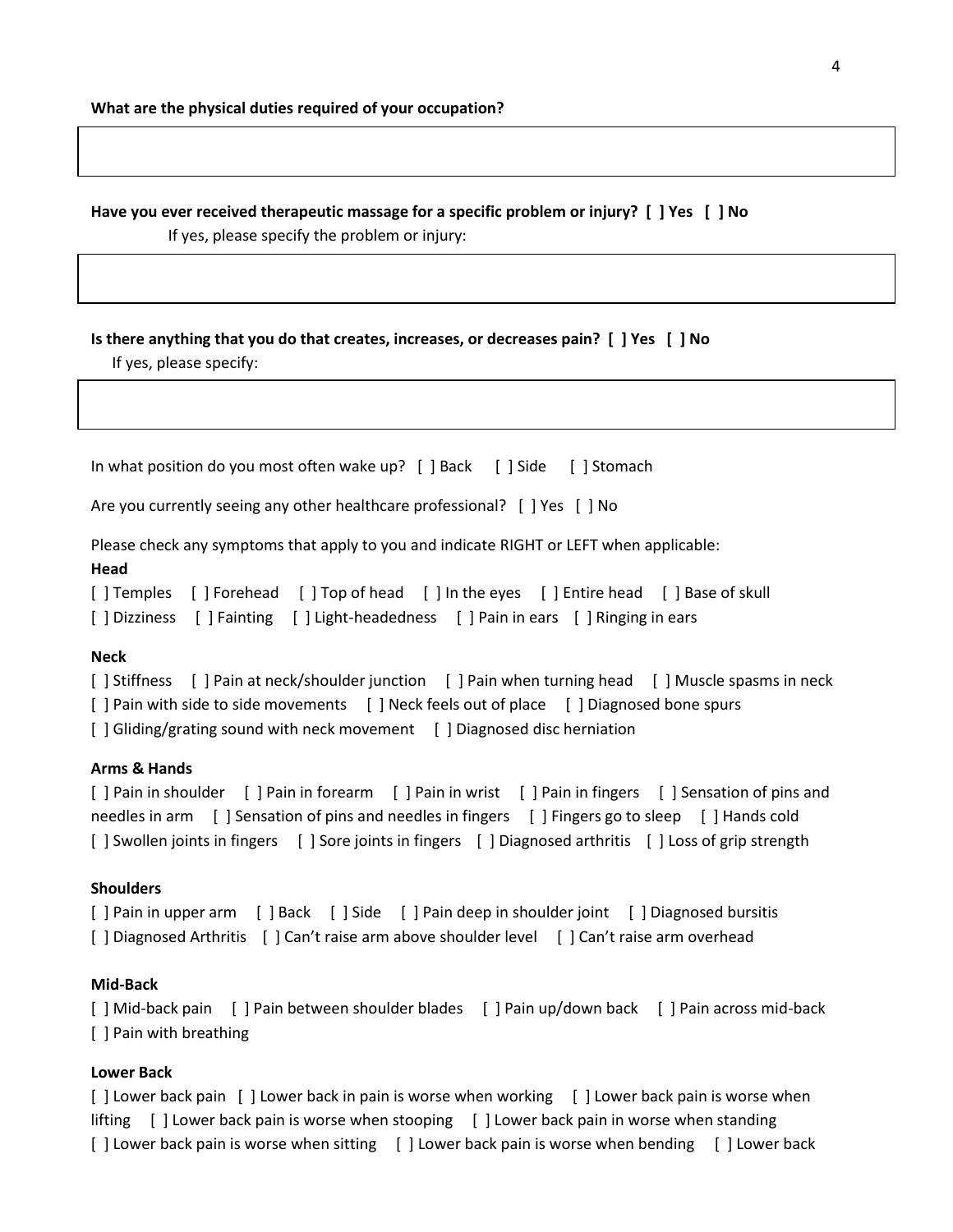**What are the physical duties required of your occupation?**

**Have you ever received therapeutic massage for a specific problem or injury? [ ] Yes [ ] No**

If yes, please specify the problem or injury:

**Is there anything that you do that creates, increases, or decreases pain? [ ] Yes [ ] No**

If yes, please specify:

In what position do you most often wake up? [ ] Back [ ] Side [ ] Stomach

Are you currently seeing any other healthcare professional? [ ] Yes [ ] No

Please check any symptoms that apply to you and indicate RIGHT or LEFT when applicable:

**Head**

[ ] Temples [ ] Forehead [ ] Top of head [ ] In the eyes [ ] Entire head [ ] Base of skull
[ ] Dizziness [ ] Fainting [ ] Light-headedness [ ] Pain in ears [ ] Ringing in ears

**Neck**

[ ] Stiffness [ ] Pain at neck/shoulder junction [ ] Pain when turning head [ ] Muscle spasms in neck
[ ] Pain with side to side movements [ ] Neck feels out of place [ ] Diagnosed bone spurs
[ ] Gliding/grating sound with neck movement [ ] Diagnosed disc herniation

**Arms & Hands**

[ ] Pain in shoulder [ ] Pain in forearm [ ] Pain in wrist [ ] Pain in fingers [ ] Sensation of pins and needles in arm [ ] Sensation of pins and needles in fingers [ ] Fingers go to sleep [ ] Hands cold
[ ] Swollen joints in fingers [ ] Sore joints in fingers [ ] Diagnosed arthritis [ ] Loss of grip strength

**Shoulders**

[ ] Pain in upper arm [ ] Back [ ] Side [ ] Pain deep in shoulder joint [ ] Diagnosed bursitis
[ ] Diagnosed Arthritis [ ] Can't raise arm above shoulder level [ ] Can't raise arm overhead

**Mid-Back**

[ ] Mid-back pain [ ] Pain between shoulder blades [ ] Pain up/down back [ ] Pain across mid-back
[ ] Pain with breathing

**Lower Back**

[ ] Lower back pain [ ] Lower back in pain is worse when working [ ] Lower back pain is worse when lifting [ ] Lower back pain is worse when stooping [ ] Lower back pain in worse when standing
[ ] Lower back pain is worse when sitting [ ] Lower back pain is worse when bending [ ] Lower back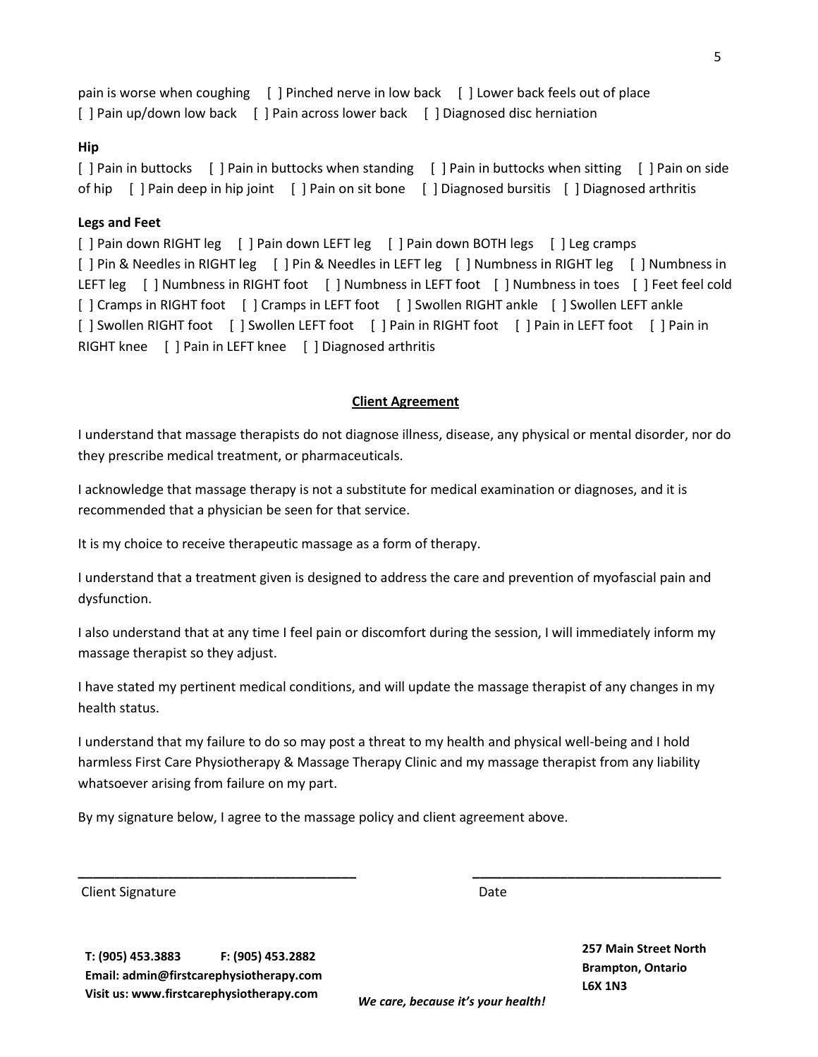pain is worse when coughing [ ] Pinched nerve in low back [ ] Lower back feels out of place
[ ] Pain up/down low back [ ] Pain across lower back [ ] Diagnosed disc herniation

**Hip**

[ ] Pain in buttocks [ ] Pain in buttocks when standing [ ] Pain in buttocks when sitting [ ] Pain on side of hip [ ] Pain deep in hip joint [ ] Pain on sit bone [ ] Diagnosed bursitis [ ] Diagnosed arthritis

**Legs and Feet**

[ ] Pain down RIGHT leg [ ] Pain down LEFT leg [ ] Pain down BOTH legs [ ] Leg cramps
[ ] Pin & Needles in RIGHT leg [ ] Pin & Needles in LEFT leg [ ] Numbness in RIGHT leg [ ] Numbness in LEFT leg [ ] Numbness in RIGHT foot [ ] Numbness in LEFT foot [ ] Numbness in toes [ ] Feet feel cold
[ ] Cramps in RIGHT foot [ ] Cramps in LEFT foot [ ] Swollen RIGHT ankle [ ] Swollen LEFT ankle
[ ] Swollen RIGHT foot [ ] Swollen LEFT foot [ ] Pain in RIGHT foot [ ] Pain in LEFT foot [ ] Pain in RIGHT knee [ ] Pain in LEFT knee [ ] Diagnosed arthritis

## Client Agreement

I understand that massage therapists do not diagnose illness, disease, any physical or mental disorder, nor do they prescribe medical treatment, or pharmaceuticals.

I acknowledge that massage therapy is not a substitute for medical examination or diagnoses, and it is recommended that a physician be seen for that service.

It is my choice to receive therapeutic massage as a form of therapy.

I understand that a treatment given is designed to address the care and prevention of myofascial pain and dysfunction.

I also understand that at any time I feel pain or discomfort during the session, I will immediately inform my massage therapist so they adjust.

I have stated my pertinent medical conditions, and will update the massage therapist of any changes in my health status.

I understand that my failure to do so may post a threat to my health and physical well-being and I hold harmless First Care Physiotherapy & Massage Therapy Clinic and my massage therapist from any liability whatsoever arising from failure on my part.

By my signature below, I agree to the massage policy and client agreement above.

\_\_\_\_\_\_\_\_\_\_\_\_\_\_\_\_\_\_\_\_\_\_\_\_\_\_\_\_\_\_\_\_\_\_\_\_ \_\_\_\_\_\_\_\_\_\_\_\_\_\_\_\_\_\_\_\_\_\_\_\_\_\_\_\_\_\_\_\_

Client Signature Date

**T: (905) 453.3883 F: (905) 453.2882**
**Email: admin@firstcarephysiotherapy.com**
**Visit us: www.firstcarephysiotherapy.com**

***We care, because it's your health!***

**257 Main Street North**
**Brampton, Ontario**
**L6X 1N3**